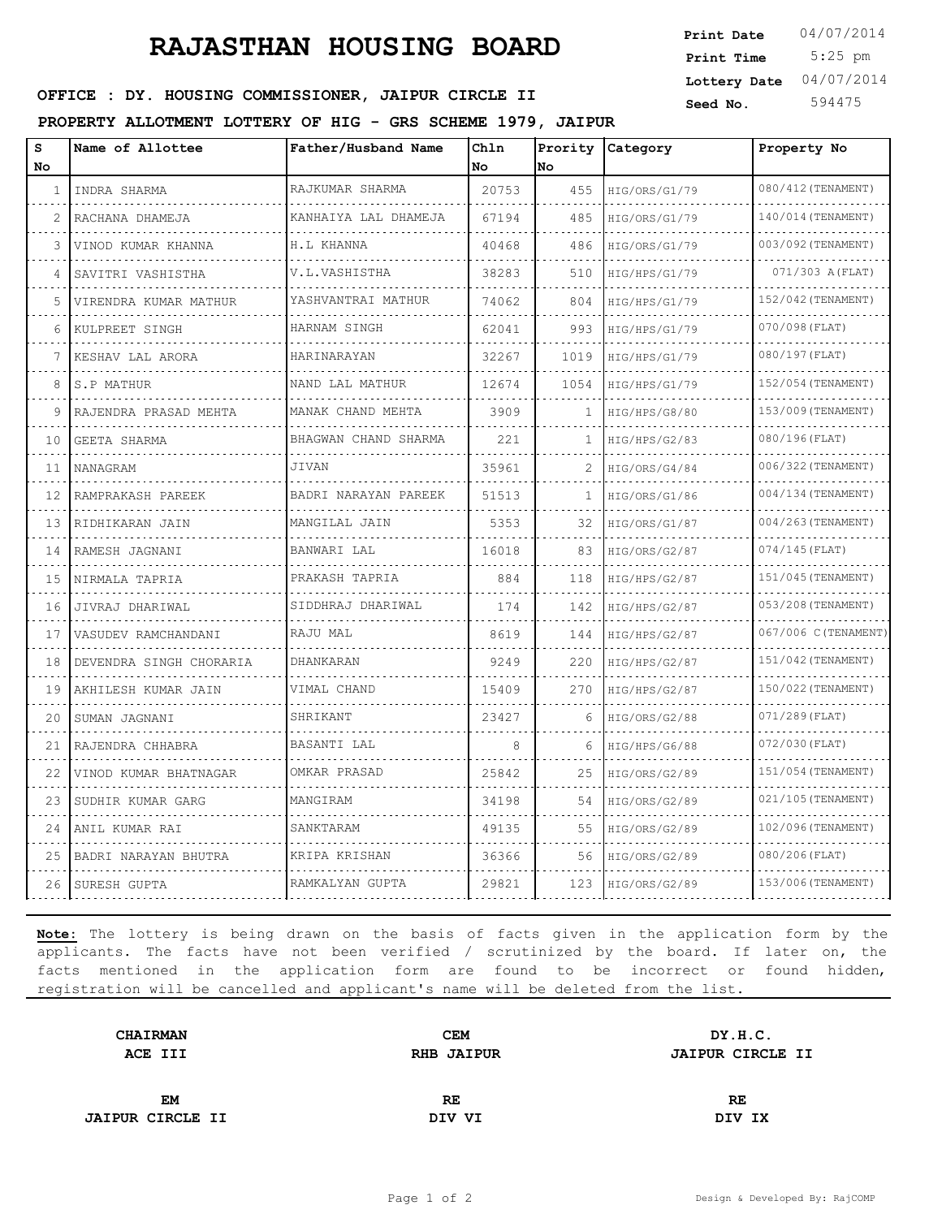# RAJASTHAN HOUSING BOARD

| | |
|---|---|
| **Print Date** | 04/07/2014 |
| **Print Time** | 5:25 pm |
| **Lottery Date** | 04/07/2014 |
| **Seed No.** | 594475 |

**OFFICE : DY. HOUSING COMMISSIONER, JAIPUR CIRCLE II**

**PROPERTY ALLOTMENT LOTTERY OF HIG - GRS SCHEME 1979, JAIPUR**

| S No | Name of Allottee | Father/Husband Name | Chln No | Prority No | Category | Property No |
|---|---|---|---|---|---|---|
| 1 | INDRA SHARMA | RAJKUMAR SHARMA | 20753 | 455 | HIG/ORS/G1/79 | 080/412(TENAMENT) |
| 2 | RACHANA DHAMEJA | KANHAIYA LAL DHAMEJA | 67194 | 485 | HIG/ORS/G1/79 | 140/014(TENAMENT) |
| 3 | VINOD KUMAR KHANNA | H.L KHANNA | 40468 | 486 | HIG/ORS/G1/79 | 003/092(TENAMENT) |
| 4 | SAVITRI VASHISTHA | V.L.VASHISTHA | 38283 | 510 | HIG/HPS/G1/79 | 071/303 A(FLAT) |
| 5 | VIRENDRA KUMAR MATHUR | YASHVANTRAI MATHUR | 74062 | 804 | HIG/HPS/G1/79 | 152/042(TENAMENT) |
| 6 | KULPREET SINGH | HARNAM SINGH | 62041 | 993 | HIG/HPS/G1/79 | 070/098(FLAT) |
| 7 | KESHAV LAL ARORA | HARINARAYAN | 32267 | 1019 | HIG/HPS/G1/79 | 080/197(FLAT) |
| 8 | S.P MATHUR | NAND LAL MATHUR | 12674 | 1054 | HIG/HPS/G1/79 | 152/054(TENAMENT) |
| 9 | RAJENDRA PRASAD MEHTA | MANAK CHAND MEHTA | 3909 | 1 | HIG/HPS/G8/80 | 153/009(TENAMENT) |
| 10 | GEETA SHARMA | BHAGWAN CHAND SHARMA | 221 | 1 | HIG/HPS/G2/83 | 080/196(FLAT) |
| 11 | NANAGRAM | JIVAN | 35961 | 2 | HIG/ORS/G4/84 | 006/322(TENAMENT) |
| 12 | RAMPRAKASH PAREEK | BADRI NARAYAN PAREEK | 51513 | 1 | HIG/ORS/G1/86 | 004/134(TENAMENT) |
| 13 | RIDHIKARAN JAIN | MANGILAL JAIN | 5353 | 32 | HIG/ORS/G1/87 | 004/263(TENAMENT) |
| 14 | RAMESH JAGNANI | BANWARI LAL | 16018 | 83 | HIG/ORS/G2/87 | 074/145(FLAT) |
| 15 | NIRMALA TAPRIA | PRAKASH TAPRIA | 884 | 118 | HIG/HPS/G2/87 | 151/045(TENAMENT) |
| 16 | JIVRAJ DHARIWAL | SIDDHRAJ DHARIWAL | 174 | 142 | HIG/HPS/G2/87 | 053/208(TENAMENT) |
| 17 | VASUDEV RAMCHANDANI | RAJU MAL | 8619 | 144 | HIG/HPS/G2/87 | 067/006 C(TENAMENT) |
| 18 | DEVENDRA SINGH CHORARIA | DHANKARAN | 9249 | 220 | HIG/HPS/G2/87 | 151/042(TENAMENT) |
| 19 | AKHILESH KUMAR JAIN | VIMAL CHAND | 15409 | 270 | HIG/HPS/G2/87 | 150/022(TENAMENT) |
| 20 | SUMAN JAGNANI | SHRIKANT | 23427 | 6 | HIG/ORS/G2/88 | 071/289(FLAT) |
| 21 | RAJENDRA CHHABRA | BASANTI LAL | 8 | 6 | HIG/HPS/G6/88 | 072/030(FLAT) |
| 22 | VINOD KUMAR BHATNAGAR | OMKAR PRASAD | 25842 | 25 | HIG/ORS/G2/89 | 151/054(TENAMENT) |
| 23 | SUDHIR KUMAR GARG | MANGIRAM | 34198 | 54 | HIG/ORS/G2/89 | 021/105(TENAMENT) |
| 24 | ANIL KUMAR RAI | SANKTARAM | 49135 | 55 | HIG/ORS/G2/89 | 102/096(TENAMENT) |
| 25 | BADRI NARAYAN BHUTRA | KRIPA KRISHAN | 36366 | 56 | HIG/ORS/G2/89 | 080/206(FLAT) |
| 26 | SURESH GUPTA | RAMKALYAN GUPTA | 29821 | 123 | HIG/ORS/G2/89 | 153/006(TENAMENT) |

**Note:** The lottery is being drawn on the basis of facts given in the application form by the applicants. The facts have not been verified / scrutinized by the board. If later on, the facts mentioned in the application form are found to be incorrect or found hidden, registration will be cancelled and applicant's name will be deleted from the list.

| | | |
|---|---|---|
| **CHAIRMAN** | **CEM** | **DY.H.C.** |
| **ACE III** | **RHB JAIPUR** | **JAIPUR CIRCLE II** |
| **EM** | **RE** | **RE** |
| **JAIPUR CIRCLE II** | **DIV VI** | **DIV IX** |

Design & Developed By: RajCOMP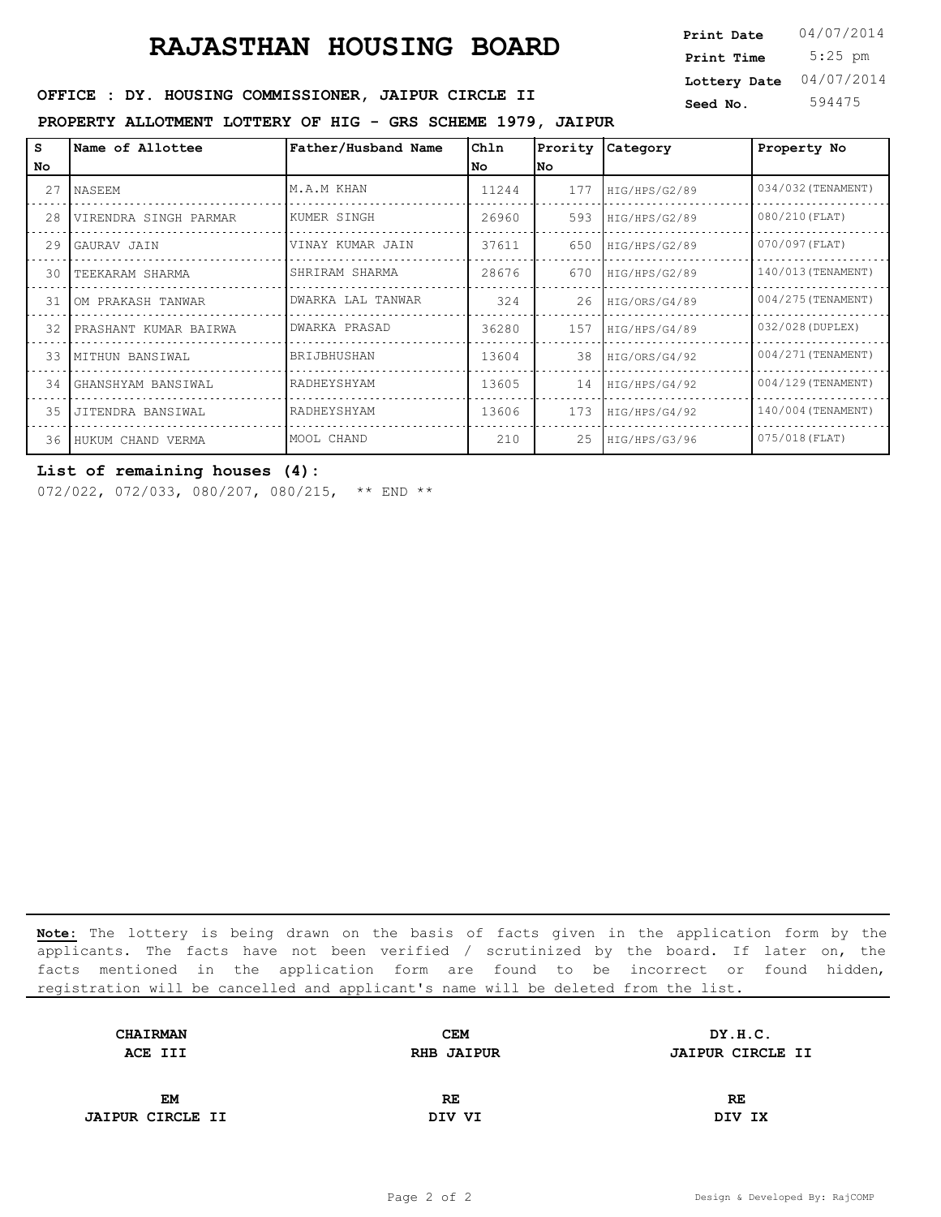# RAJASTHAN HOUSING BOARD

**Print Date** 04/07/2014
**Print Time** 5:25 pm
**Lottery Date** 04/07/2014
**Seed No.** 594475

**OFFICE : DY. HOUSING COMMISSIONER, JAIPUR CIRCLE II**

**PROPERTY ALLOTMENT LOTTERY OF HIG - GRS SCHEME 1979, JAIPUR**

| S No | Name of Allottee | Father/Husband Name | Chln No | Prority No | Category | Property No |
|---|---|---|---|---|---|---|
| 27 | NASEEM | M.A.M KHAN | 11244 | 177 | HIG/HPS/G2/89 | 034/032(TENAMENT) |
| 28 | VIRENDRA SINGH PARMAR | KUMER SINGH | 26960 | 593 | HIG/HPS/G2/89 | 080/210(FLAT) |
| 29 | GAURAV JAIN | VINAY KUMAR JAIN | 37611 | 650 | HIG/HPS/G2/89 | 070/097(FLAT) |
| 30 | TEEKARAM SHARMA | SHRIRAM SHARMA | 28676 | 670 | HIG/HPS/G2/89 | 140/013(TENAMENT) |
| 31 | OM PRAKASH TANWAR | DWARKA LAL TANWAR | 324 | 26 | HIG/ORS/G4/89 | 004/275(TENAMENT) |
| 32 | PRASHANT KUMAR BAIRWA | DWARKA PRASAD | 36280 | 157 | HIG/HPS/G4/89 | 032/028(DUPLEX) |
| 33 | MITHUN BANSIWAL | BRIJBHUSHAN | 13604 | 38 | HIG/ORS/G4/92 | 004/271(TENAMENT) |
| 34 | GHANSHYAM BANSIWAL | RADHEYSHYAM | 13605 | 14 | HIG/HPS/G4/92 | 004/129(TENAMENT) |
| 35 | JITENDRA BANSIWAL | RADHEYSHYAM | 13606 | 173 | HIG/HPS/G4/92 | 140/004(TENAMENT) |
| 36 | HUKUM CHAND VERMA | MOOL CHAND | 210 | 25 | HIG/HPS/G3/96 | 075/018(FLAT) |

**List of remaining houses (4):**

072/022, 072/033, 080/207, 080/215, ** END **

**Note:** The lottery is being drawn on the basis of facts given in the application form by the applicants. The facts have not been verified / scrutinized by the board. If later on, the facts mentioned in the application form are found to be incorrect or found hidden, registration will be cancelled and applicant's name will be deleted from the list.

| | | |
|---|---|---|
| **CHAIRMAN** **ACE III** | **CEM** **RHB JAIPUR** | **DY.H.C.** **JAIPUR CIRCLE II** |
| **EM** **JAIPUR CIRCLE II** | **RE** **DIV VI** | **RE** **DIV IX** |

Design & Developed By: RajCOMP